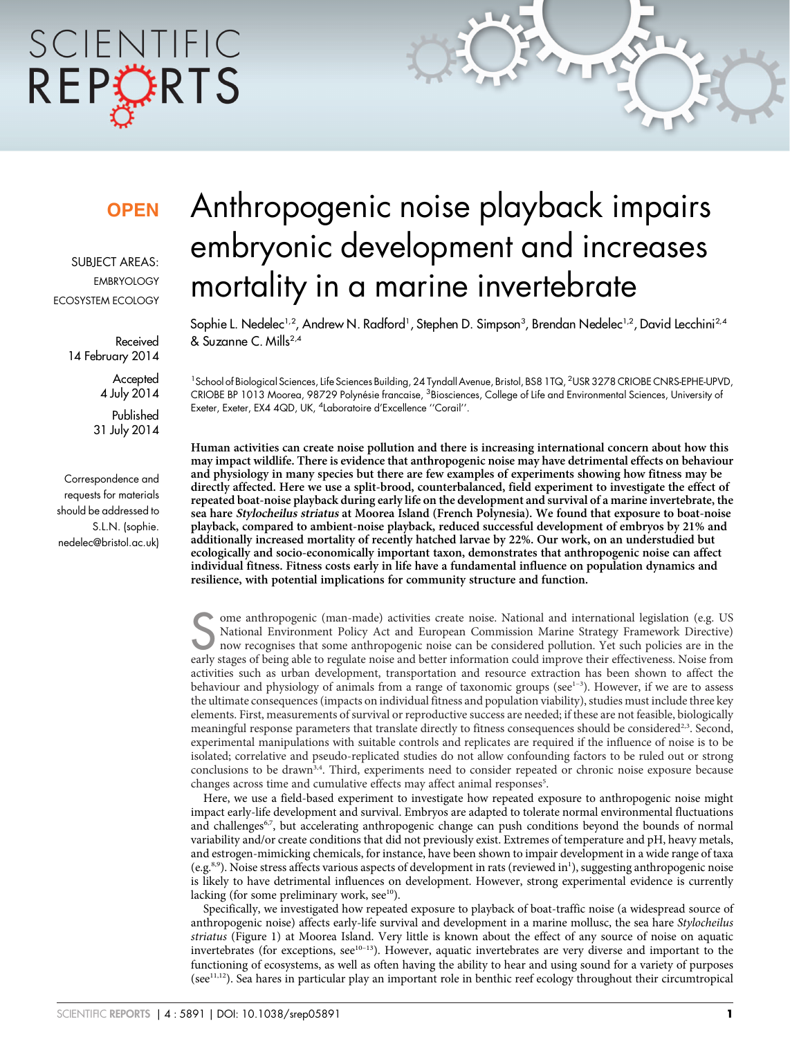OPEN

SUBJECT AREAS:
EMBRYOLOGY
ECOSYSTEM ECOLOGY

Received
14 February 2014

Accepted
4 July 2014

Published
31 July 2014

Correspondence and requests for materials should be addressed to S.L.N. (sophie.nedelec@bristol.ac.uk)

# Anthropogenic noise playback impairs embryonic development and increases mortality in a marine invertebrate

Sophie L. Nedelec[1,2], Andrew N. Radford[1], Stephen D. Simpson[3], Brendan Nedelec[1,2], David Lecchini[2,4] & Suzanne C. Mills[2,4]

[1]School of Biological Sciences, Life Sciences Building, 24 Tyndall Avenue, Bristol, BS8 1TQ, [2]USR 3278 CRIOBE CNRS-EPHE-UPVD, CRIOBE BP 1013 Moorea, 98729 Polynésie francaise, [3]Biosciences, College of Life and Environmental Sciences, University of Exeter, Exeter, EX4 4QD, UK, [4]Laboratoire d'Excellence ''Corail''.

**Human activities can create noise pollution and there is increasing international concern about how this may impact wildlife. There is evidence that anthropogenic noise may have detrimental effects on behaviour and physiology in many species but there are few examples of experiments showing how fitness may be directly affected. Here we use a split-brood, counterbalanced, field experiment to investigate the effect of repeated boat-noise playback during early life on the development and survival of a marine invertebrate, the sea hare *Stylocheilus striatus* at Moorea Island (French Polynesia). We found that exposure to boat-noise playback, compared to ambient-noise playback, reduced successful development of embryos by 21% and additionally increased mortality of recently hatched larvae by 22%. Our work, on an understudied but ecologically and socio-economically important taxon, demonstrates that anthropogenic noise can affect individual fitness. Fitness costs early in life have a fundamental influence on population dynamics and resilience, with potential implications for community structure and function.**

Some anthropogenic (man-made) activities create noise. National and international legislation (e.g. US National Environment Policy Act and European Commission Marine Strategy Framework Directive) now recognises that some anthropogenic noise can be considered pollution. Yet such policies are in the early stages of being able to regulate noise and better information could improve their effectiveness. Noise from activities such as urban development, transportation and resource extraction has been shown to affect the behaviour and physiology of animals from a range of taxonomic groups (see[1–3]). However, if we are to assess the ultimate consequences (impacts on individual fitness and population viability), studies must include three key elements. First, measurements of survival or reproductive success are needed; if these are not feasible, biologically meaningful response parameters that translate directly to fitness consequences should be considered[2,3]. Second, experimental manipulations with suitable controls and replicates are required if the influence of noise is to be isolated; correlative and pseudo-replicated studies do not allow confounding factors to be ruled out or strong conclusions to be drawn[3,4]. Third, experiments need to consider repeated or chronic noise exposure because changes across time and cumulative effects may affect animal responses[5].

Here, we use a field-based experiment to investigate how repeated exposure to anthropogenic noise might impact early-life development and survival. Embryos are adapted to tolerate normal environmental fluctuations and challenges[6,7], but accelerating anthropogenic change can push conditions beyond the bounds of normal variability and/or create conditions that did not previously exist. Extremes of temperature and pH, heavy metals, and estrogen-mimicking chemicals, for instance, have been shown to impair development in a wide range of taxa (e.g.[8,9]). Noise stress affects various aspects of development in rats (reviewed in[1]), suggesting anthropogenic noise is likely to have detrimental influences on development. However, strong experimental evidence is currently lacking (for some preliminary work, see[10]).

Specifically, we investigated how repeated exposure to playback of boat-traffic noise (a widespread source of anthropogenic noise) affects early-life survival and development in a marine mollusc, the sea hare *Stylocheilus striatus* (Figure 1) at Moorea Island. Very little is known about the effect of any source of noise on aquatic invertebrates (for exceptions, see[10–13]). However, aquatic invertebrates are very diverse and important to the functioning of ecosystems, as well as often having the ability to hear and using sound for a variety of purposes (see[11,12]). Sea hares in particular play an important role in benthic reef ecology throughout their circumtropical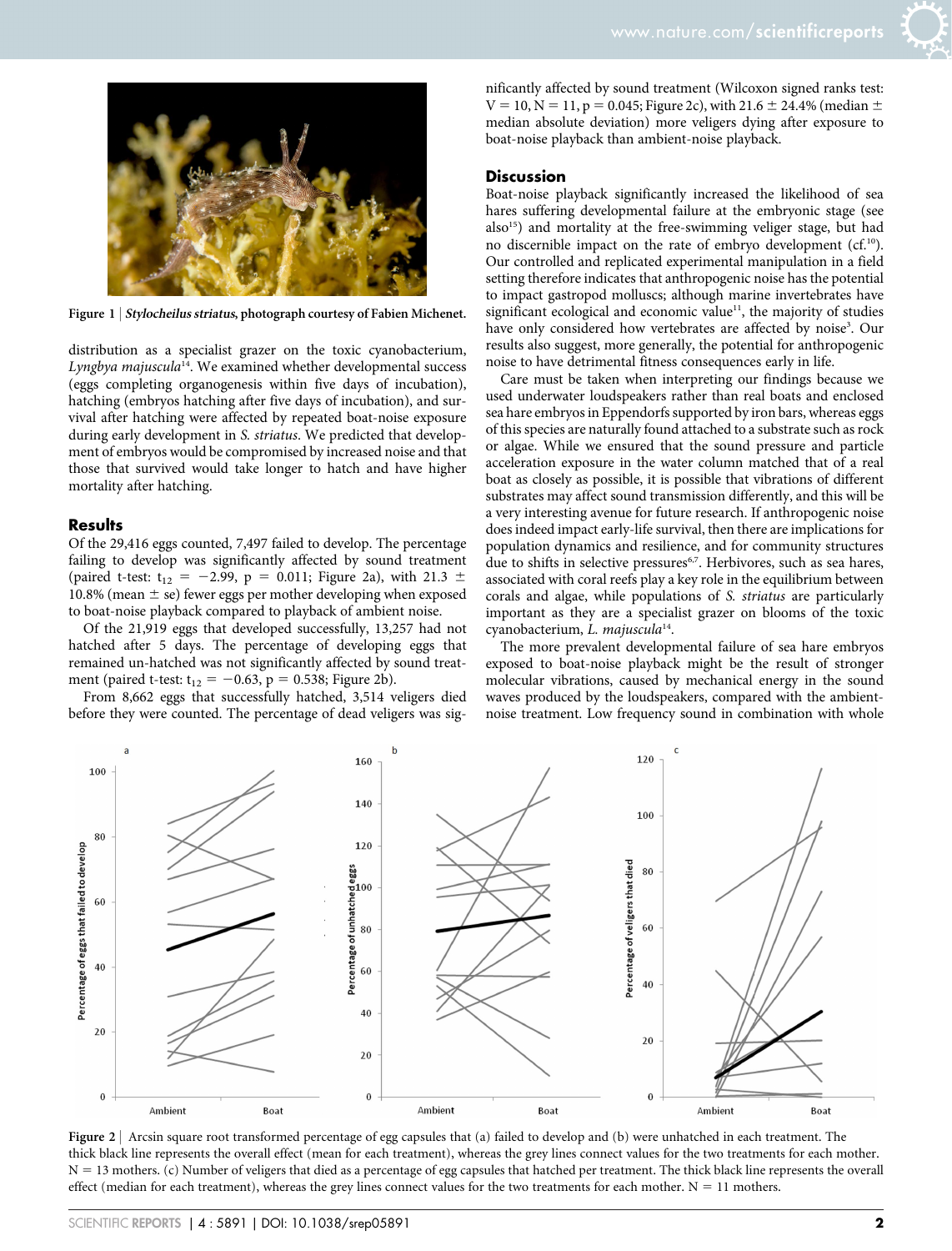Figure 1 | *Stylocheilus striatus*, photograph courtesy of Fabien Michenet.

distribution as a specialist grazer on the toxic cyanobacterium, *Lyngbya majuscula*[14]. We examined whether developmental success (eggs completing organogenesis within five days of incubation), hatching (embryos hatching after five days of incubation), and survival after hatching were affected by repeated boat-noise exposure during early development in *S. striatus*. We predicted that development of embryos would be compromised by increased noise and that those that survived would take longer to hatch and have higher mortality after hatching.

## Results

Of the 29,416 eggs counted, 7,497 failed to develop. The percentage failing to develop was significantly affected by sound treatment (paired t-test: $t_{12} = -2.99$, $p = 0.011$; Figure 2a), with 21.3 ± 10.8% (mean ± se) fewer eggs per mother developing when exposed to boat-noise playback compared to playback of ambient noise.

Of the 21,919 eggs that developed successfully, 13,257 had not hatched after 5 days. The percentage of developing eggs that remained un-hatched was not significantly affected by sound treatment (paired t-test: $t_{12} = -0.63$, $p = 0.538$; Figure 2b).

From 8,662 eggs that successfully hatched, 3,514 veligers died before they were counted. The percentage of dead veligers was significantly affected by sound treatment (Wilcoxon signed ranks test: $V = 10$, $N = 11$, $p = 0.045$; Figure 2c), with 21.6 ± 24.4% (median ± median absolute deviation) more veligers dying after exposure to boat-noise playback than ambient-noise playback.

## Discussion

Boat-noise playback significantly increased the likelihood of sea hares suffering developmental failure at the embryonic stage (see also[15]) and mortality at the free-swimming veliger stage, but had no discernible impact on the rate of embryo development (cf.[10]). Our controlled and replicated experimental manipulation in a field setting therefore indicates that anthropogenic noise has the potential to impact gastropod molluscs; although marine invertebrates have significant ecological and economic value[11], the majority of studies have only considered how vertebrates are affected by noise[3]. Our results also suggest, more generally, the potential for anthropogenic noise to have detrimental fitness consequences early in life.

Care must be taken when interpreting our findings because we used underwater loudspeakers rather than real boats and enclosed sea hare embryos in Eppendorfs supported by iron bars, whereas eggs of this species are naturally found attached to a substrate such as rock or algae. While we ensured that the sound pressure and particle acceleration exposure in the water column matched that of a real boat as closely as possible, it is possible that vibrations of different substrates may affect sound transmission differently, and this will be a very interesting avenue for future research. If anthropogenic noise does indeed impact early-life survival, then there are implications for population dynamics and resilience, and for community structures due to shifts in selective pressures[6,7]. Herbivores, such as sea hares, associated with coral reefs play a key role in the equilibrium between corals and algae, while populations of *S. striatus* are particularly important as they are a specialist grazer on blooms of the toxic cyanobacterium, *L. majuscula*[14].

The more prevalent developmental failure of sea hare embryos exposed to boat-noise playback might be the result of stronger molecular vibrations, caused by mechanical energy in the sound waves produced by the loudspeakers, compared with the ambient-noise treatment. Low frequency sound in combination with whole

Figure 2 | Arcsin square root transformed percentage of egg capsules that (a) failed to develop and (b) were unhatched in each treatment. The thick black line represents the overall effect (mean for each treatment), whereas the grey lines connect values for the two treatments for each mother. N = 13 mothers. (c) Number of veligers that died as a percentage of egg capsules that hatched per treatment. The thick black line represents the overall effect (median for each treatment), whereas the grey lines connect values for the two treatments for each mother. N = 11 mothers.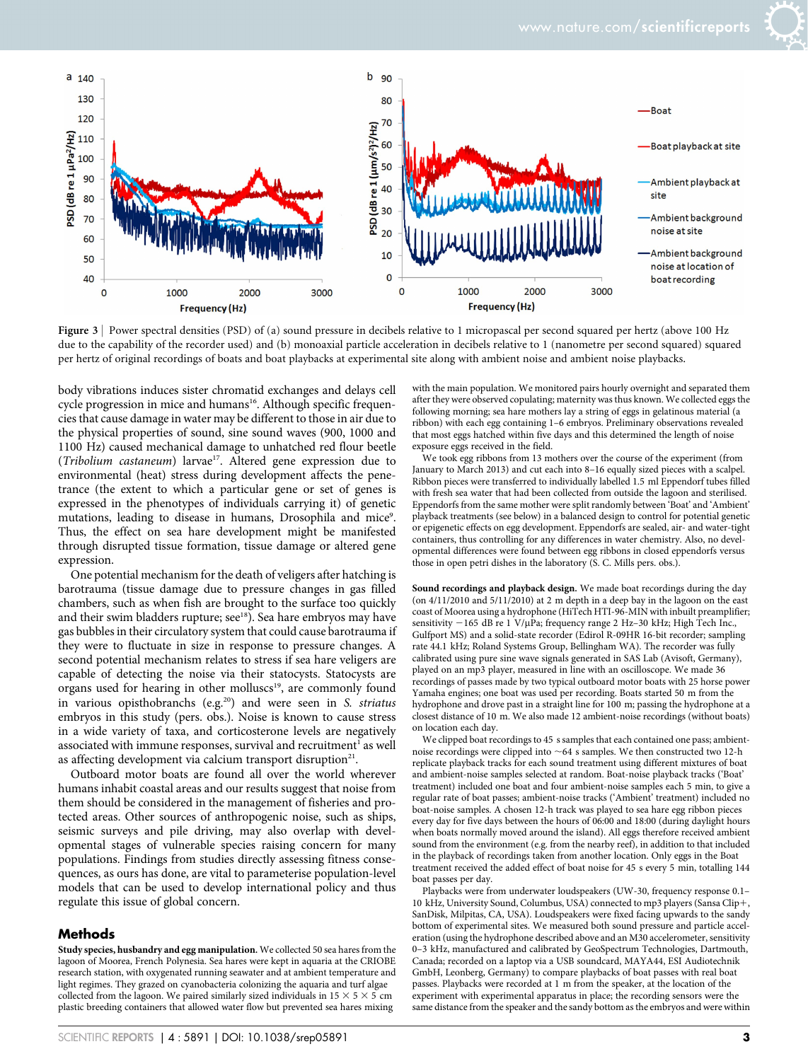Figure 3 | Power spectral densities (PSD) of (a) sound pressure in decibels relative to 1 micropascal per second squared per hertz (above 100 Hz due to the capability of the recorder used) and (b) monoaxial particle acceleration in decibels relative to 1 (nanometre per second squared) squared per hertz of original recordings of boats and boat playbacks at experimental site along with ambient noise and ambient noise playbacks.

body vibrations induces sister chromatid exchanges and delays cell cycle progression in mice and humans[16]. Although specific frequencies that cause damage in water may be different to those in air due to the physical properties of sound, sine sound waves (900, 1000 and 1100 Hz) caused mechanical damage to unhatched red flour beetle (*Tribolium castaneum*) larvae[17]. Altered gene expression due to environmental (heat) stress during development affects the penetrance (the extent to which a particular gene or set of genes is expressed in the phenotypes of individuals carrying it) of genetic mutations, leading to disease in humans, Drosophila and mice[9]. Thus, the effect on sea hare development might be manifested through disrupted tissue formation, tissue damage or altered gene expression.

One potential mechanism for the death of veligers after hatching is barotrauma (tissue damage due to pressure changes in gas filled chambers, such as when fish are brought to the surface too quickly and their swim bladders rupture; see[18]). Sea hare embryos may have gas bubbles in their circulatory system that could cause barotrauma if they were to fluctuate in size in response to pressure changes. A second potential mechanism relates to stress if sea hare veligers are capable of detecting the noise via their statocysts. Statocysts are organs used for hearing in other molluscs[19], are commonly found in various opisthobranchs (e.g.[20]) and were seen in *S. striatus* embryos in this study (pers. obs.). Noise is known to cause stress in a wide variety of taxa, and corticosterone levels are negatively associated with immune responses, survival and recruitment[1] as well as affecting development via calcium transport disruption[21].

Outboard motor boats are found all over the world wherever humans inhabit coastal areas and our results suggest that noise from them should be considered in the management of fisheries and protected areas. Other sources of anthropogenic noise, such as ships, seismic surveys and pile driving, may also overlap with developmental stages of vulnerable species raising concern for many populations. Findings from studies directly assessing fitness consequences, as ours has done, are vital to parameterise population-level models that can be used to develop international policy and thus regulate this issue of global concern.

## Methods

**Study species, husbandry and egg manipulation.** We collected 50 sea hares from the lagoon of Moorea, French Polynesia. Sea hares were kept in aquaria at the CRIOBE research station, with oxygenated running seawater and at ambient temperature and light regimes. They grazed on cyanobacteria colonizing the aquaria and turf algae collected from the lagoon. We paired similarly sized individuals in 15 × 5 × 5 cm plastic breeding containers that allowed water flow but prevented sea hares mixing with the main population. We monitored pairs hourly overnight and separated them after they were observed copulating; maternity was thus known. We collected eggs the following morning; sea hare mothers lay a string of eggs in gelatinous material (a ribbon) with each egg containing 1–6 embryos. Preliminary observations revealed that most eggs hatched within five days and this determined the length of noise exposure eggs received in the field.

We took egg ribbons from 13 mothers over the course of the experiment (from January to March 2013) and cut each into 8–16 equally sized pieces with a scalpel. Ribbon pieces were transferred to individually labelled 1.5 ml Eppendorf tubes filled with fresh sea water that had been collected from outside the lagoon and sterilised. Eppendorfs from the same mother were split randomly between 'Boat' and 'Ambient' playback treatments (see below) in a balanced design to control for potential genetic or epigenetic effects on egg development. Eppendorfs are sealed, air- and water-tight containers, thus controlling for any differences in water chemistry. Also, no developmental differences were found between egg ribbons in closed eppendorfs versus those in open petri dishes in the laboratory (S. C. Mills pers. obs.).

**Sound recordings and playback design.** We made boat recordings during the day (on 4/11/2010 and 5/11/2010) at 2 m depth in a deep bay in the lagoon on the east coast of Moorea using a hydrophone (HiTech HTI-96-MIN with inbuilt preamplifier; sensitivity −165 dB re 1 V/μPa; frequency range 2 Hz–30 kHz; High Tech Inc., Gulfport MS) and a solid-state recorder (Edirol R-09HR 16-bit recorder; sampling rate 44.1 kHz; Roland Systems Group, Bellingham WA). The recorder was fully calibrated using pure sine wave signals generated in SAS Lab (Avisoft, Germany), played on an mp3 player, measured in line with an oscilloscope. We made 36 recordings of passes made by two typical outboard motor boats with 25 horse power Yamaha engines; one boat was used per recording. Boats started 50 m from the hydrophone and drove past in a straight line for 100 m; passing the hydrophone at a closest distance of 10 m. We also made 12 ambient-noise recordings (without boats) on location each day.

We clipped boat recordings to 45 s samples that each contained one pass; ambient-noise recordings were clipped into ~64 s samples. We then constructed two 12-h replicate playback tracks for each sound treatment using different mixtures of boat and ambient-noise samples selected at random. Boat-noise playback tracks ('Boat' treatment) included one boat and four ambient-noise samples each 5 min, to give a regular rate of boat passes; ambient-noise tracks ('Ambient' treatment) included no boat-noise samples. A chosen 12-h track was played to sea hare egg ribbon pieces every day for five days between the hours of 06:00 and 18:00 (during daylight hours when boats normally moved around the island). All eggs therefore received ambient sound from the environment (e.g. from the nearby reef), in addition to that included in the playback of recordings taken from another location. Only eggs in the Boat treatment received the added effect of boat noise for 45 s every 5 min, totalling 144 boat passes per day.

Playbacks were from underwater loudspeakers (UW-30, frequency response 0.1–10 kHz, University Sound, Columbus, USA) connected to mp3 players (Sansa Clip+, SanDisk, Milpitas, CA, USA). Loudspeakers were fixed facing upwards to the sandy bottom of experimental sites. We measured both sound pressure and particle acceleration (using the hydrophone described above and an M30 accelerometer, sensitivity 0–3 kHz, manufactured and calibrated by GeoSpectrum Technologies, Dartmouth, Canada; recorded on a laptop via a USB soundcard, MAYA44, ESI Audiotechnik GmbH, Leonberg, Germany) to compare playbacks of boat passes with real boat passes. Playbacks were recorded at 1 m from the speaker, at the location of the experiment with experimental apparatus in place; the recording sensors were the same distance from the speaker and the sandy bottom as the embryos and were within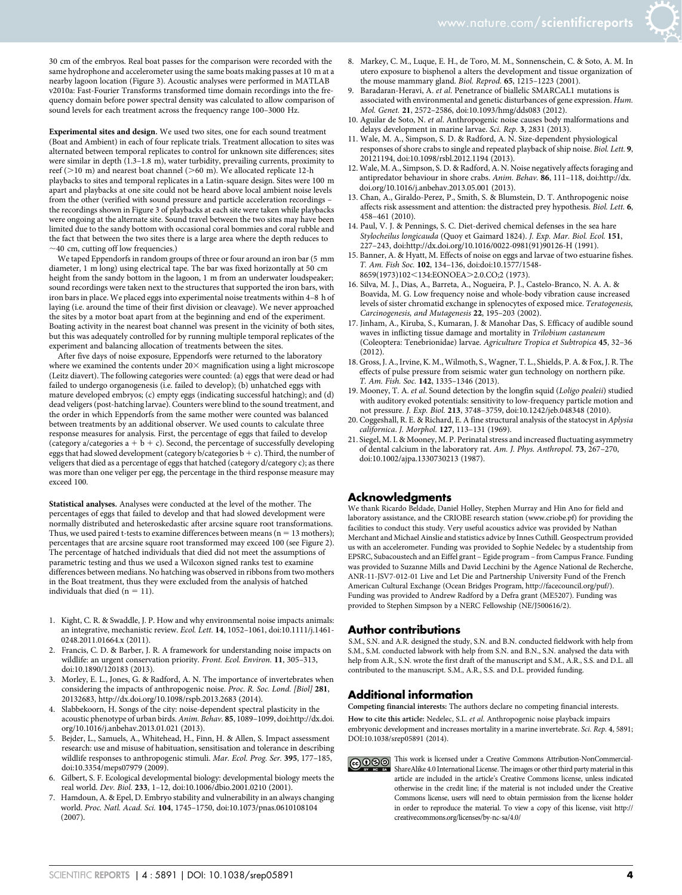30 cm of the embryos. Real boat passes for the comparison were recorded with the same hydrophone and accelerometer using the same boats making passes at 10 m at a nearby lagoon location (Figure 3). Acoustic analyses were performed in MATLAB v2010a: Fast-Fourier Transforms transformed time domain recordings into the frequency domain before power spectral density was calculated to allow comparison of sound levels for each treatment across the frequency range 100–3000 Hz.

**Experimental sites and design.** We used two sites, one for each sound treatment (Boat and Ambient) in each of four replicate trials. Treatment allocation to sites was alternated between temporal replicates to control for unknown site differences; sites were similar in depth (1.3–1.8 m), water turbidity, prevailing currents, proximity to reef (>10 m) and nearest boat channel (>60 m). We allocated replicate 12-h playbacks to sites and temporal replicates in a Latin-square design. Sites were 100 m apart and playbacks at one site could not be heard above local ambient noise levels from the other (verified with sound pressure and particle acceleration recordings – the recordings shown in Figure 3 of playbacks at each site were taken while playbacks were ongoing at the alternate site. Sound travel between the two sites may have been limited due to the sandy bottom with occasional coral bommies and coral rubble and the fact that between the two sites there is a large area where the depth reduces to ~40 cm, cutting off low frequencies.)

We taped Eppendorfs in random groups of three or four around an iron bar (5 mm diameter, 1 m long) using electrical tape. The bar was fixed horizontally at 50 cm height from the sandy bottom in the lagoon, 1 m from an underwater loudspeaker; sound recordings were taken next to the structures that supported the iron bars, with iron bars in place. We placed eggs into experimental noise treatments within 4–8 h of laying (i.e. around the time of their first division or cleavage). We never approached the sites by a motor boat apart from at the beginning and end of the experiment. Boating activity in the nearest boat channel was present in the vicinity of both sites, but this was adequately controlled for by running multiple temporal replicates of the experiment and balancing allocation of treatments between the sites.

After five days of noise exposure, Eppendorfs were returned to the laboratory where we examined the contents under 20× magnification using a light microscope (Leitz diavert). The following categories were counted: (a) eggs that were dead or had failed to undergo organogenesis (i.e. failed to develop); (b) unhatched eggs with mature developed embryos; (c) empty eggs (indicating successful hatching); and (d) dead veligers (post-hatching larvae). Counters were blind to the sound treatment, and the order in which Eppendorfs from the same mother were counted was balanced between treatments by an additional observer. We used counts to calculate three response measures for analysis. First, the percentage of eggs that failed to develop (category a/categories a + b + c). Second, the percentage of successfully developing eggs that had slowed development (category b/categories b + c). Third, the number of veligers that died as a percentage of eggs that hatched (category d/category c); as there was more than one veliger per egg, the percentage in the third response measure may exceed 100.

**Statistical analyses.** Analyses were conducted at the level of the mother. The percentages of eggs that failed to develop and that had slowed development were normally distributed and heteroskedastic after arcsine square root transformations. Thus, we used paired t-tests to examine differences between means ($n = 13$ mothers); percentages that are arcsine square root transformed may exceed 100 (see Figure 2). The percentage of hatched individuals that died did not meet the assumptions of parametric testing and thus we used a Wilcoxon signed ranks test to examine differences between medians. No hatching was observed in ribbons from two mothers in the Boat treatment, thus they were excluded from the analysis of hatched individuals that died ($n = 11$).

1. Kight, C. R. & Swaddle, J. P. How and why environmental noise impacts animals: an integrative, mechanistic review. *Ecol. Lett.* **14**, 1052–1061, doi:10.1111/j.1461-0248.2011.01664.x (2011).
2. Francis, C. D. & Barber, J. R. A framework for understanding noise impacts on wildlife: an urgent conservation priority. *Front. Ecol. Environ.* **11**, 305–313, doi:10.1890/120183 (2013).
3. Morley, E. L., Jones, G. & Radford, A. N. The importance of invertebrates when considering the impacts of anthropogenic noise. *Proc. R. Soc. Lond. [Biol]* **281**, 20132683, http://dx.doi.org/10.1098/rspb.2013.2683 (2014).
4. Slabbekoorn, H. Songs of the city: noise-dependent spectral plasticity in the acoustic phenotype of urban birds. *Anim. Behav.* **85**, 1089–1099, doi:http://dx.doi.org/10.1016/j.anbehav.2013.01.021 (2013).
5. Bejder, L., Samuels, A., Whitehead, H., Finn, H. & Allen, S. Impact assessment research: use and misuse of habituation, sensitisation and tolerance in describing wildlife responses to anthropogenic stimuli. *Mar. Ecol. Prog. Ser.* **395**, 177–185, doi:10.3354/meps07979 (2009).
6. Gilbert, S. F. Ecological developmental biology: developmental biology meets the real world. *Dev. Biol.* **233**, 1–12, doi:10.1006/dbio.2001.0210 (2001).
7. Hamdoun, A. & Epel, D. Embryo stability and vulnerability in an always changing world. *Proc. Natl. Acad. Sci.* **104**, 1745–1750, doi:10.1073/pnas.0610108104 (2007).
8. Markey, C. M., Luque, E. H., de Toro, M. M., Sonnenschein, C. & Soto, A. M. In utero exposure to bisphenol a alters the development and tissue organization of the mouse mammary gland. *Biol. Reprod.* **65**, 1215–1223 (2001).
9. Baradaran-Heravi, A. *et al.* Penetrance of biallelic SMARCAL1 mutations is associated with environmental and genetic disturbances of gene expression. *Hum. Mol. Genet.* **21**, 2572–2586, doi:10.1093/hmg/dds083 (2012).
10. Aguilar de Soto, N. *et al.* Anthropogenic noise causes body malformations and delays development in marine larvae. *Sci. Rep.* **3**, 2831 (2013).
11. Wale, M. A., Simpson, S. D. & Radford, A. N. Size-dependent physiological responses of shore crabs to single and repeated playback of ship noise. *Biol. Lett.* **9**, 20121194, doi:10.1098/rsbl.2012.1194 (2013).
12. Wale, M. A., Simpson, S. D. & Radford, A. N. Noise negatively affects foraging and antipredator behaviour in shore crabs. *Anim. Behav.* **86**, 111–118, doi:http://dx.doi.org/10.1016/j.anbehav.2013.05.001 (2013).
13. Chan, A., Giraldo-Perez, P., Smith, S. & Blumstein, D. T. Anthropogenic noise affects risk assessment and attention: the distracted prey hypothesis. *Biol. Lett.* **6**, 458–461 (2010).
14. Paul, V. J. & Pennings, S. C. Diet-derived chemical defenses in the sea hare *Stylocheilus longicauda* (Quoy et Gaimard 1824). *J. Exp. Mar. Biol. Ecol.* **151**, 227–243, doi:http://dx.doi.org/10.1016/0022-0981(91)90126-H (1991).
15. Banner, A. & Hyatt, M. Effects of noise on eggs and larvae of two estuarine fishes. *T. Am. Fish Soc.* **102**, 134–136, doi:doi:10.1577/1548-8659(1973)102<134:EONOEA>2.0.CO;2 (1973).
16. Silva, M. J., Dias, A., Barreta, A., Nogueira, P. J., Castelo-Branco, N. A. A. & Boavida, M. G. Low frequency noise and whole-body vibration cause increased levels of sister chromatid exchange in splenocytes of exposed mice. *Teratogenesis, Carcinogenesis, and Mutagenesis* **22**, 195–203 (2002).
17. Jinham, A., Kiruba, S., Kumaran, J. & Manohar Das, S. Efficacy of audible sound waves in inflicting tissue damage and mortality in *Trilobium castaneum* (Coleoptera: Tenebrionidae) larvae. *Agriculture Tropica et Subtropica* **45**, 32–36 (2012).
18. Gross, J. A., Irvine, K. M., Wilmoth, S., Wagner, T. L., Shields, P. A. & Fox, J. R. The effects of pulse pressure from seismic water gun technology on northern pike. *T. Am. Fish. Soc.* **142**, 1335–1346 (2013).
19. Mooney, T. A. *et al.* Sound detection by the longfin squid (*Loligo pealeii*) studied with auditory evoked potentials: sensitivity to low-frequency particle motion and not pressure. *J. Exp. Biol.* **213**, 3748–3759, doi:10.1242/jeb.048348 (2010).
20. Coggeshall, R. E. & Richard, E. A fine structural analysis of the statocyst in *Aplysia californica*. *J. Morphol.* **127**, 113–131 (1969).
21. Siegel, M. I. & Mooney, M. P. Perinatal stress and increased fluctuating asymmetry of dental calcium in the laboratory rat. *Am. J. Phys. Anthropol.* **73**, 267–270, doi:10.1002/ajpa.1330730213 (1987).

## Acknowledgments

We thank Ricardo Beldade, Daniel Holley, Stephen Murray and Hin Ano for field and laboratory assistance, and the CRIOBE research station (www.criobe.pf) for providing the facilities to conduct this study. Very useful acoustics advice was provided by Nathan Merchant and Michael Ainslie and statistics advice by Innes Cuthill. Geospectrum provided us with an accelerometer. Funding was provided to Sophie Nedelec by a studentship from EPSRC, Subacoustech and an Eiffel grant – Egide program – from Campus France. Funding was provided to Suzanne Mills and David Lecchini by the Agence National de Recherche, ANR-11-JSV7-012-01 Live and Let Die and Partnership University Fund of the French American Cultural Exchange (Ocean Bridges Program, http://facecouncil.org/puf/). Funding was provided to Andrew Radford by a Defra grant (ME5207). Funding was provided to Stephen Simpson by a NERC Fellowship (NE/J500616/2).

## Author contributions

S.N. and A.R. designed the study, S.N. and B.N. conducted fieldwork with help from S.M., S.M. conducted labwork with help from S.N. and B.N., S.N. analysed the data with help from A.R., S.N. wrote the first draft of the manuscript and S.M., A.R., S.S. and D.L. all contributed to the manuscript. S.M., A.R., S.S. and D.L. provided funding.

## Additional information

**Competing financial interests:** The authors declare no competing financial interests.

**How to cite this article:** Nedelec, S.L. *et al.* Anthropogenic noise playback impairs embryonic development and increases mortality in a marine invertebrate. *Sci. Rep.* **4**, 5891; DOI:10.1038/srep05891 (2014).

This work is licensed under a Creative Commons Attribution-NonCommercial-ShareAlike 4.0 International License. The images or other third party material in this article are included in the article's Creative Commons license, unless indicated otherwise in the credit line; if the material is not included under the Creative Commons license, users will need to obtain permission from the license holder in order to reproduce the material. To view a copy of this license, visit http://creativecommons.org/licenses/by-nc-sa/4.0/